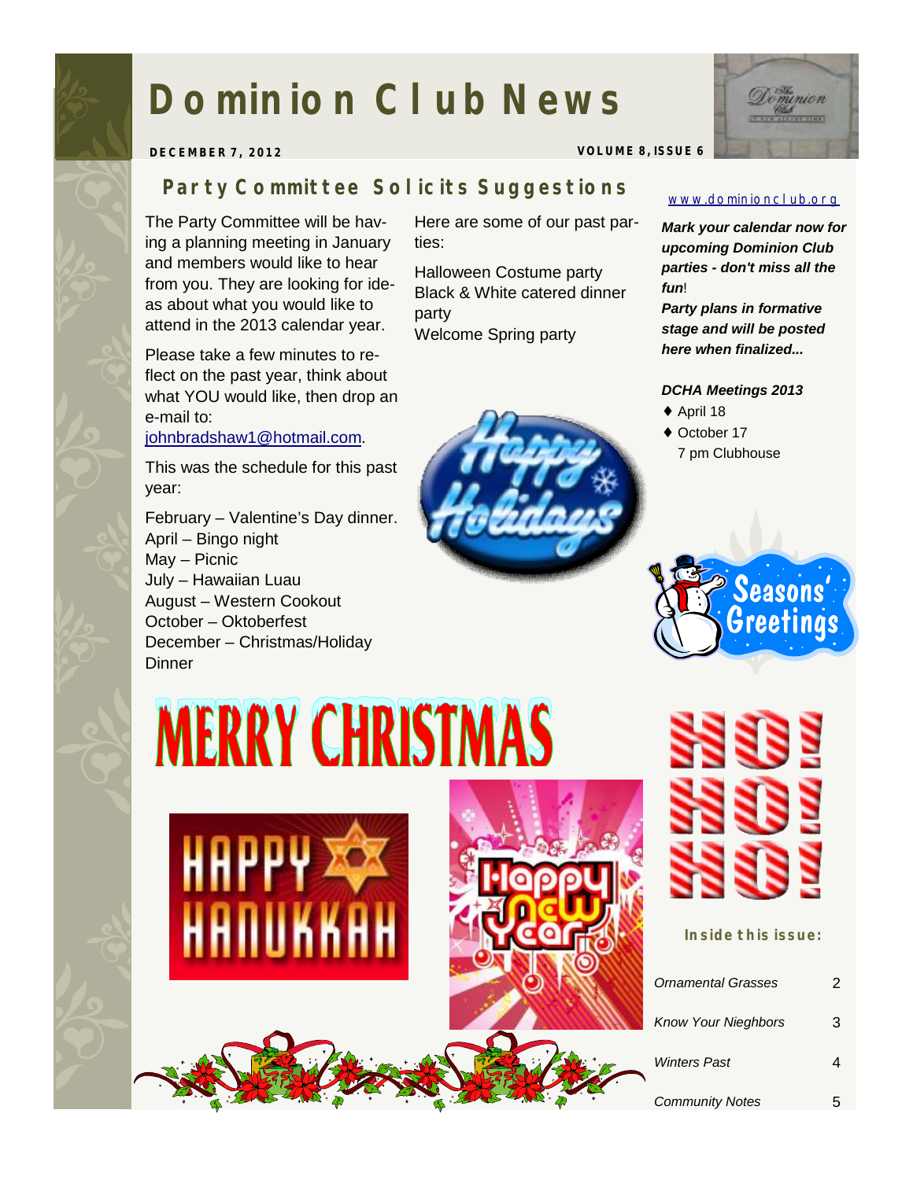# Dominion Club News

**DECEMBER 7, 2012** **VOLUME 8, ISSUE 6**

## Party Committee Solicits Suggestions

The Party Committee will be having a planning meeting in January and members would like to hear from you. They are looking for ideas about what you would like to attend in the 2013 calendar year.

Please take a few minutes to reflect on the past year, think about what YOU would like, then drop an e-mail to: johnbradshaw1@hotmail.com.

This was the schedule for this past year:

February – Valentine's Day dinner.
April – Bingo night
May – Picnic
July – Hawaiian Luau
August – Western Cookout
October – Oktoberfest
December – Christmas/Holiday Dinner

Here are some of our past parties:

Halloween Costume party
Black & White catered dinner party
Welcome Spring party

www.dominionclub.org

***Mark your calendar now for upcoming Dominion Club parties - don't miss all the fun!***
***Party plans in formative stage and will be posted here when finalized...***

***DCHA Meetings 2013***

- April 18
- October 17
  7 pm Clubhouse

MERRY CHRISTMAS

HO! HO! HO!

**Inside this issue:**

| | |
|---|---|
| *Ornamental Grasses* | 2 |
| *Know Your Nieghbors* | 3 |
| *Winters Past* | 4 |
| *Community Notes* | 5 |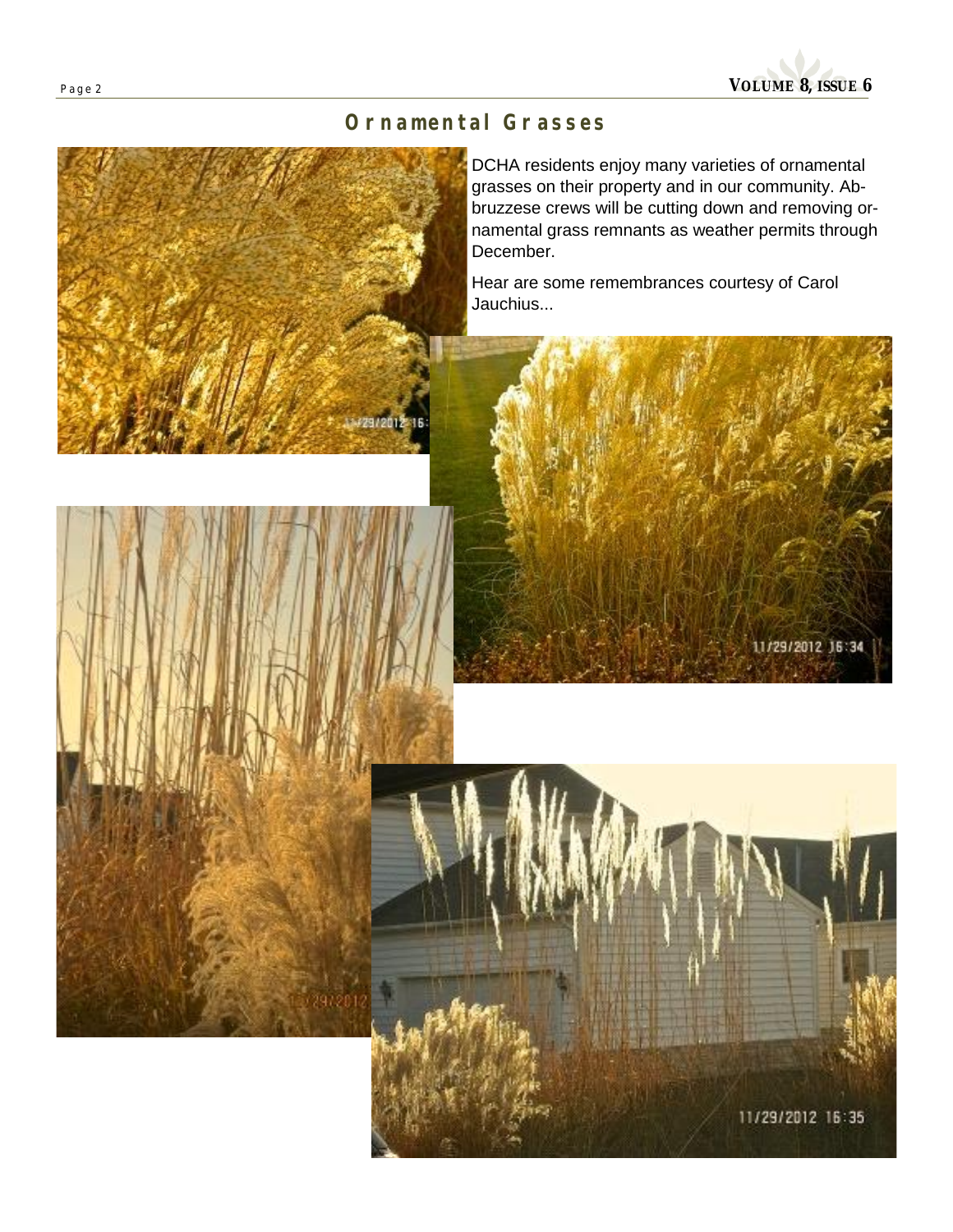# Ornamental Grasses

DCHA residents enjoy many varieties of ornamental grasses on their property and in our community. Abbruzzese crews will be cutting down and removing ornamental grass remnants as weather permits through December.

Hear are some remembrances courtesy of Carol Jauchius...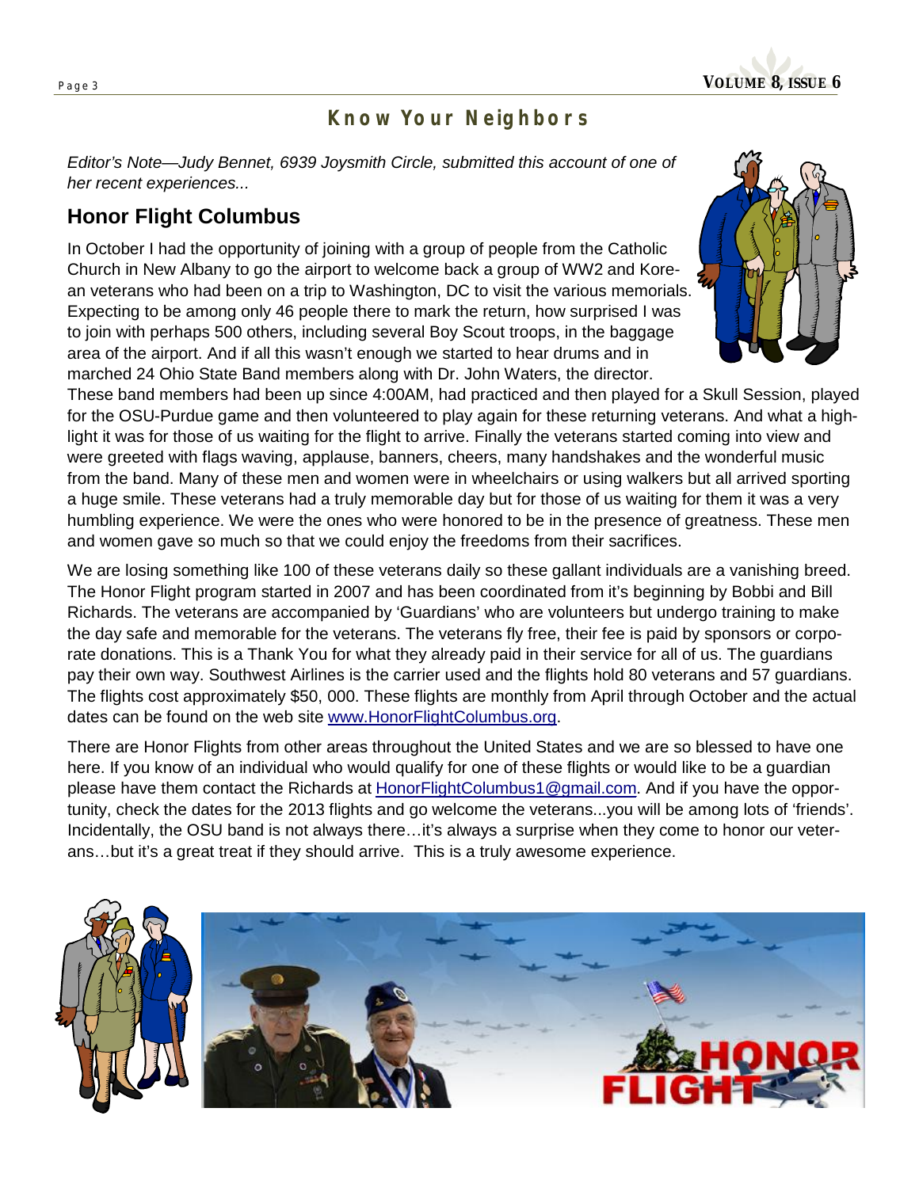# Know Your Neighbors

*Editor's Note—Judy Bennet, 6939 Joysmith Circle, submitted this account of one of her recent experiences...*

## Honor Flight Columbus

In October I had the opportunity of joining with a group of people from the Catholic Church in New Albany to go the airport to welcome back a group of WW2 and Korean veterans who had been on a trip to Washington, DC to visit the various memorials. Expecting to be among only 46 people there to mark the return, how surprised I was to join with perhaps 500 others, including several Boy Scout troops, in the baggage area of the airport. And if all this wasn't enough we started to hear drums and in marched 24 Ohio State Band members along with Dr. John Waters, the director. These band members had been up since 4:00AM, had practiced and then played for a Skull Session, played for the OSU-Purdue game and then volunteered to play again for these returning veterans. And what a highlight it was for those of us waiting for the flight to arrive. Finally the veterans started coming into view and were greeted with flags waving, applause, banners, cheers, many handshakes and the wonderful music from the band. Many of these men and women were in wheelchairs or using walkers but all arrived sporting a huge smile. These veterans had a truly memorable day but for those of us waiting for them it was a very humbling experience. We were the ones who were honored to be in the presence of greatness. These men and women gave so much so that we could enjoy the freedoms from their sacrifices.

We are losing something like 100 of these veterans daily so these gallant individuals are a vanishing breed. The Honor Flight program started in 2007 and has been coordinated from it's beginning by Bobbi and Bill Richards. The veterans are accompanied by 'Guardians' who are volunteers but undergo training to make the day safe and memorable for the veterans. The veterans fly free, their fee is paid by sponsors or corporate donations. This is a Thank You for what they already paid in their service for all of us. The guardians pay their own way. Southwest Airlines is the carrier used and the flights hold 80 veterans and 57 guardians. The flights cost approximately $50, 000. These flights are monthly from April through October and the actual dates can be found on the web site www.HonorFlightColumbus.org.

There are Honor Flights from other areas throughout the United States and we are so blessed to have one here. If you know of an individual who would qualify for one of these flights or would like to be a guardian please have them contact the Richards at HonorFlightColumbus1@gmail.com. And if you have the opportunity, check the dates for the 2013 flights and go welcome the veterans...you will be among lots of 'friends'. Incidentally, the OSU band is not always there…it's always a surprise when they come to honor our veterans…but it's a great treat if they should arrive. This is a truly awesome experience.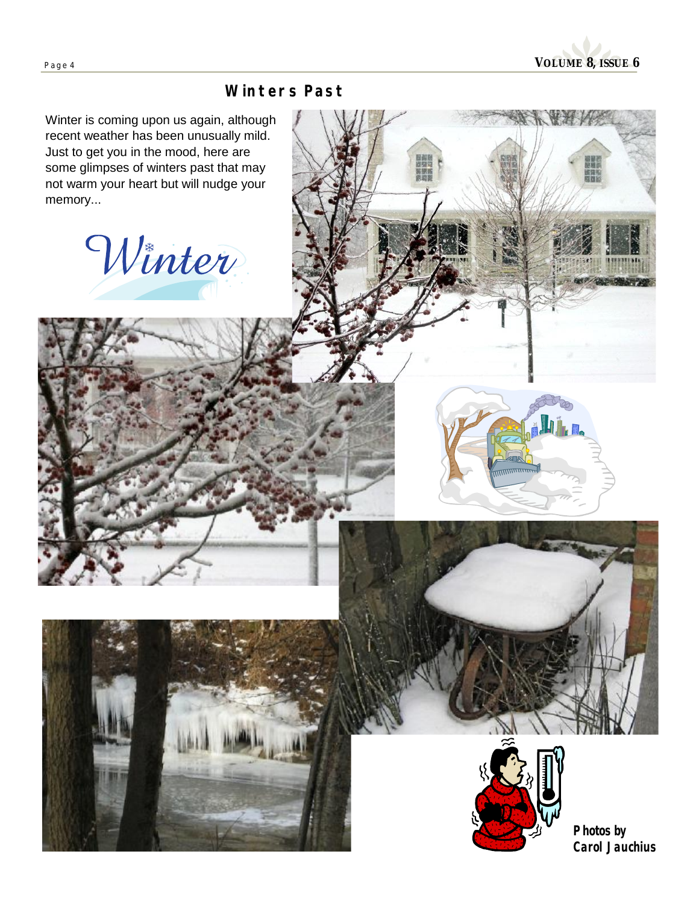## Winters Past

Winter is coming upon us again, although recent weather has been unusually mild. Just to get you in the mood, here are some glimpses of winters past that may not warm your heart but will nudge your memory...

**Photos by Carol Jauchius**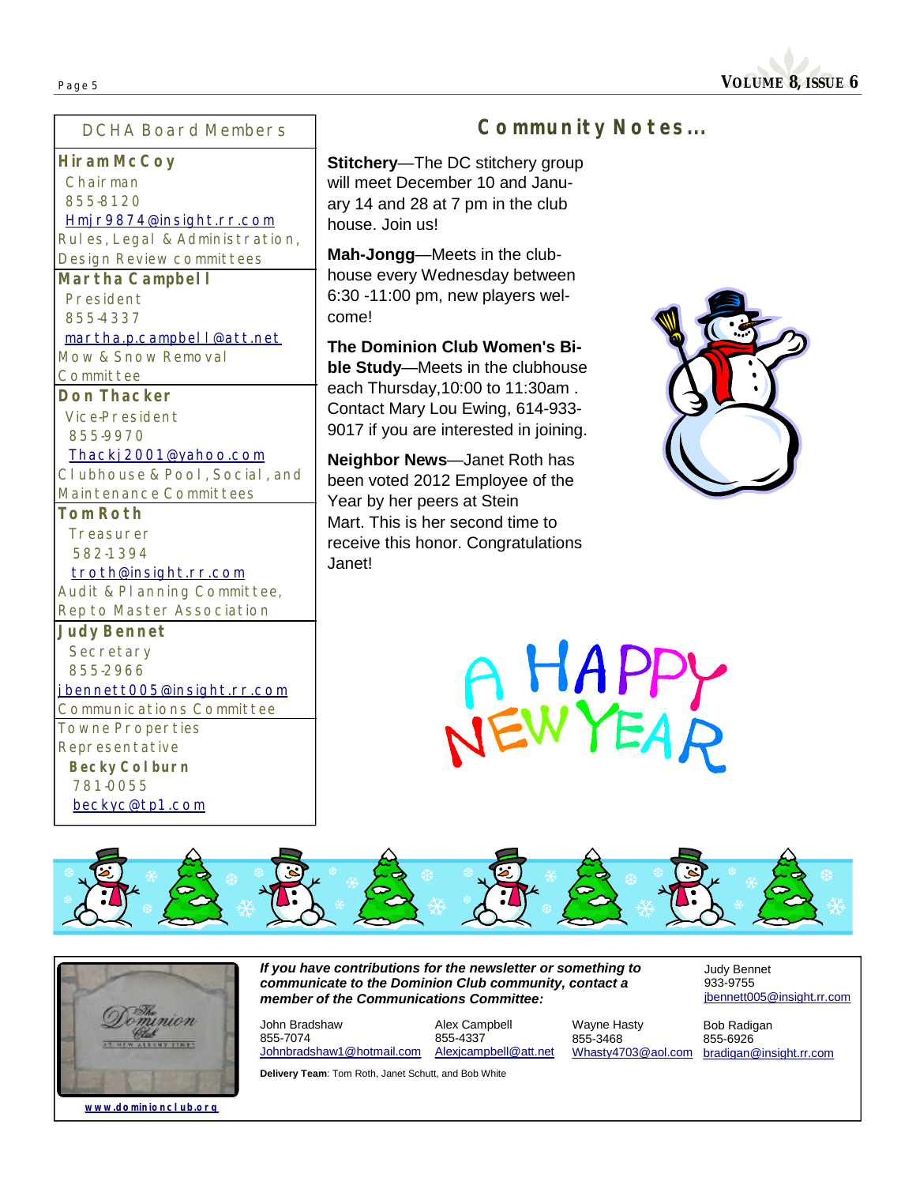## DCHA Board Members

**Hiram McCoy**
Chairman
855-8120
Hmjr9874@insight.rr.com
Rules, Legal & Administration, Design Review committees

**Martha Campbell**
President
855-4337
martha.p.campbell@att.net
Mow & Snow Removal Committee

**Don Thacker**
Vice-President
855-9970
Thackj2001@yahoo.com
Clubhouse & Pool, Social, and Maintenance Committees

**Tom Roth**
Treasurer
582-1394
troth@insight.rr.com
Audit & Planning Committee, Rep to Master Association

**Judy Bennet**
Secretary
855-2966
jbennett005@insight.rr.com
Communications Committee

Towne Properties Representative
**Becky Colburn**
781-0055
beckyc@tp1.com

## Community Notes...

**Stitchery**—The DC stitchery group will meet December 10 and January 14 and 28 at 7 pm in the club house. Join us!

**Mah-Jongg**—Meets in the clubhouse every Wednesday between 6:30 -11:00 pm, new players welcome!

**The Dominion Club Women's Bible Study**—Meets in the clubhouse each Thursday,10:00 to 11:30am . Contact Mary Lou Ewing, 614-933-9017 if you are interested in joining.

**Neighbor News**—Janet Roth has been voted 2012 Employee of the Year by her peers at Stein Mart. This is her second time to receive this honor. Congratulations Janet!

A HAPPY NEW YEAR

***If you have contributions for the newsletter or something to communicate to the Dominion Club community, contact a member of the Communications Committee:***

Judy Bennet
933-9755
jbennett005@insight.rr.com

John Bradshaw
855-7074
Johnbradshaw1@hotmail.com

Alex Campbell
855-4337
Alexjcampbell@att.net

Wayne Hasty
855-3468
Whasty4703@aol.com

Bob Radigan
855-6926
bradigan@insight.rr.com

**Delivery Team**: Tom Roth, Janet Schutt, and Bob White

www.dominionclub.org